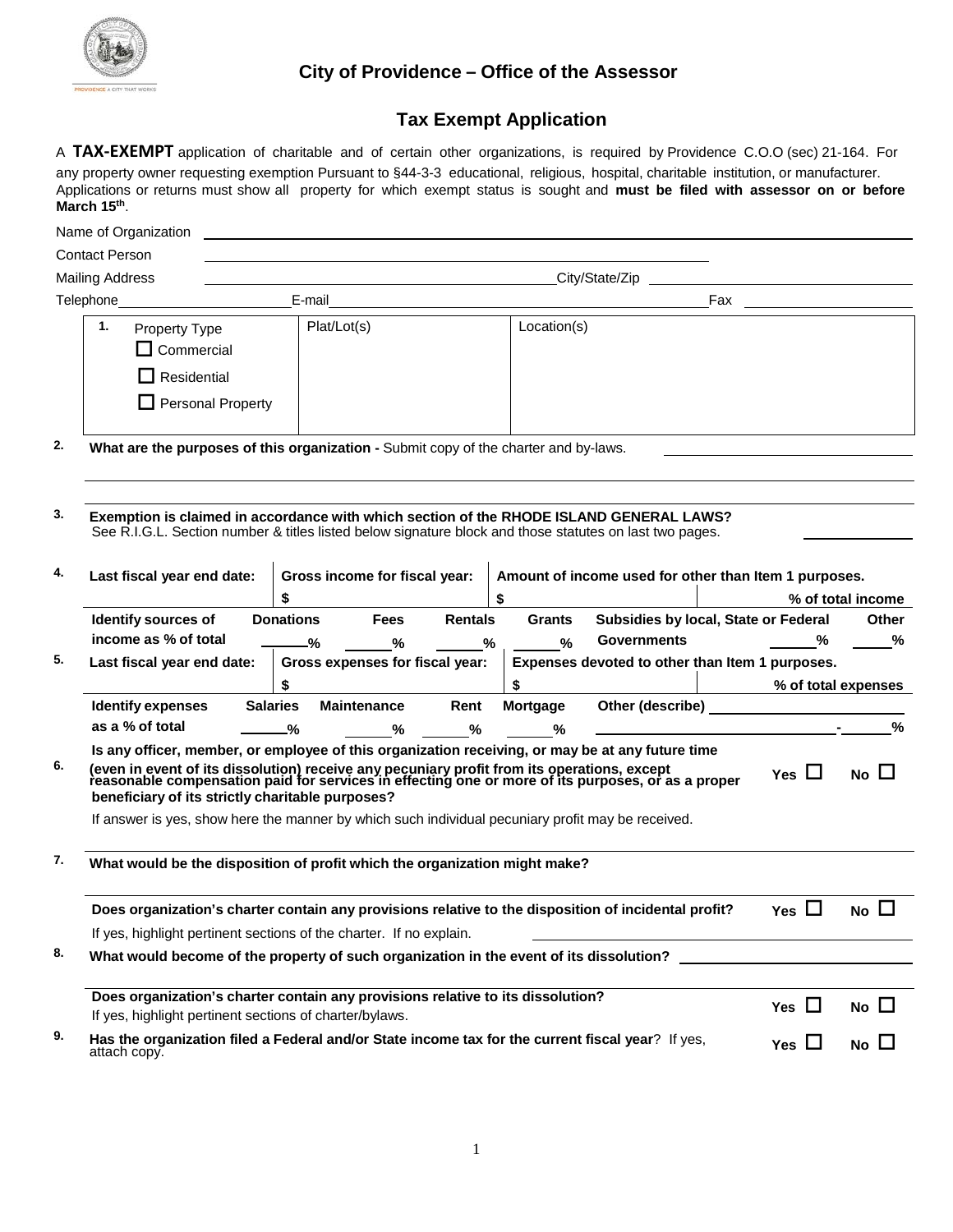## City of Providence – Office of the Assessor

## Tax Exempt Application

A **TAX-EXEMPT** application of charitable and of certain other organizations, is required by Providence C.O.O (sec) 21-164. For any property owner requesting exemption Pursuant to §44-3-3 educational, religious, hospital, charitable institution, or manufacturer. Applications or returns must show all property for which exempt status is sought and **must be filed with assessor on or before March 15th**.

Name of Organization \_\_\_\_\_\_\_\_\_\_\_\_\_\_\_\_\_\_\_\_\_\_\_\_\_\_\_\_\_\_\_\_\_\_\_\_\_\_\_\_

Contact Person \_\_\_\_\_\_\_\_\_\_\_\_\_\_\_\_\_\_\_\_\_\_\_\_\_\_\_\_\_\_\_\_\_\_\_\_\_\_\_\_

Mailing Address \_\_\_\_\_\_\_\_\_\_\_\_\_\_\_\_\_\_\_\_ City/State/Zip \_\_\_\_\_\_\_\_\_\_\_\_\_\_\_\_\_\_\_\_

Telephone \_\_\_\_\_\_\_\_\_\_\_\_\_\_\_\_ E-mail \_\_\_\_\_\_\_\_\_\_\_\_\_\_\_\_\_\_\_\_ Fax \_\_\_\_\_\_\_\_\_\_\_\_\_\_\_\_

| 1. Property Type | Plat/Lot(s) | Location(s) |
|---|---|---|
| ☐ Commercial<br>☐ Residential<br>☐ Personal Property | | |

2. **What are the purposes of this organization -** Submit copy of the charter and by-laws. \_\_\_\_\_\_\_\_\_\_\_\_\_\_\_\_\_\_\_\_

3. **Exemption is claimed in accordance with which section of the RHODE ISLAND GENERAL LAWS?**
See R.I.G.L. Section number & titles listed below signature block and those statutes on last two pages. \_\_\_\_\_\_\_\_\_\_

4.

| **Last fiscal year end date:** | **Gross income for fiscal year:** | **Amount of income used for other than Item 1 purposes.** | |
|---|---|---|---|
| | $ | $ | **% of total income** |

| **Identify sources of income as % of total** | **Donations** | **Fees** | **Rentals** | **Grants** | **Subsidies by local, State or Federal Governments** | **Other** |
|---|---|---|---|---|---|---|
| | \_\_\_% | \_\_\_% | \_\_\_% | \_\_\_% | \_\_\_% | \_\_\_% |

5.

| **Last fiscal year end date:** | **Gross expenses for fiscal year:** | **Expenses devoted to other than Item 1 purposes.** | |
|---|---|---|---|
| | $ | $ | **% of total expenses** |

| **Identify expenses as a % of total** | **Salaries** | **Maintenance** | **Rent** | **Mortgage** | **Other (describe)** |
|---|---|---|---|---|---|
| | \_\_\_% | \_\_\_% | \_\_\_% | \_\_\_% | \_\_\_\_\_\_\_\_ - \_\_\_% |

6. **Is any officer, member, or employee of this organization receiving, or may be at any future time (even in event of its dissolution) receive any pecuniary profit from its operations, except reasonable compensation paid for services in effecting one or more of its purposes, or as a proper beneficiary of its strictly charitable purposes?** Yes ☐ No ☐

If answer is yes, show here the manner by which such individual pecuniary profit may be received.

7. **What would be the disposition of profit which the organization might make?**

**Does organization's charter contain any provisions relative to the disposition of incidental profit?** Yes ☐ No ☐

If yes, highlight pertinent sections of the charter. If no explain. \_\_\_\_\_\_\_\_\_\_\_\_\_\_\_\_\_\_\_\_

8. **What would become of the property of such organization in the event of its dissolution?** \_\_\_\_\_\_\_\_\_\_\_\_\_\_\_\_\_\_\_\_

**Does organization's charter contain any provisions relative to its dissolution?** Yes ☐ No ☐
If yes, highlight pertinent sections of charter/bylaws.

9. **Has the organization filed a Federal and/or State income tax for the current fiscal year**? If yes, attach copy. Yes ☐ No ☐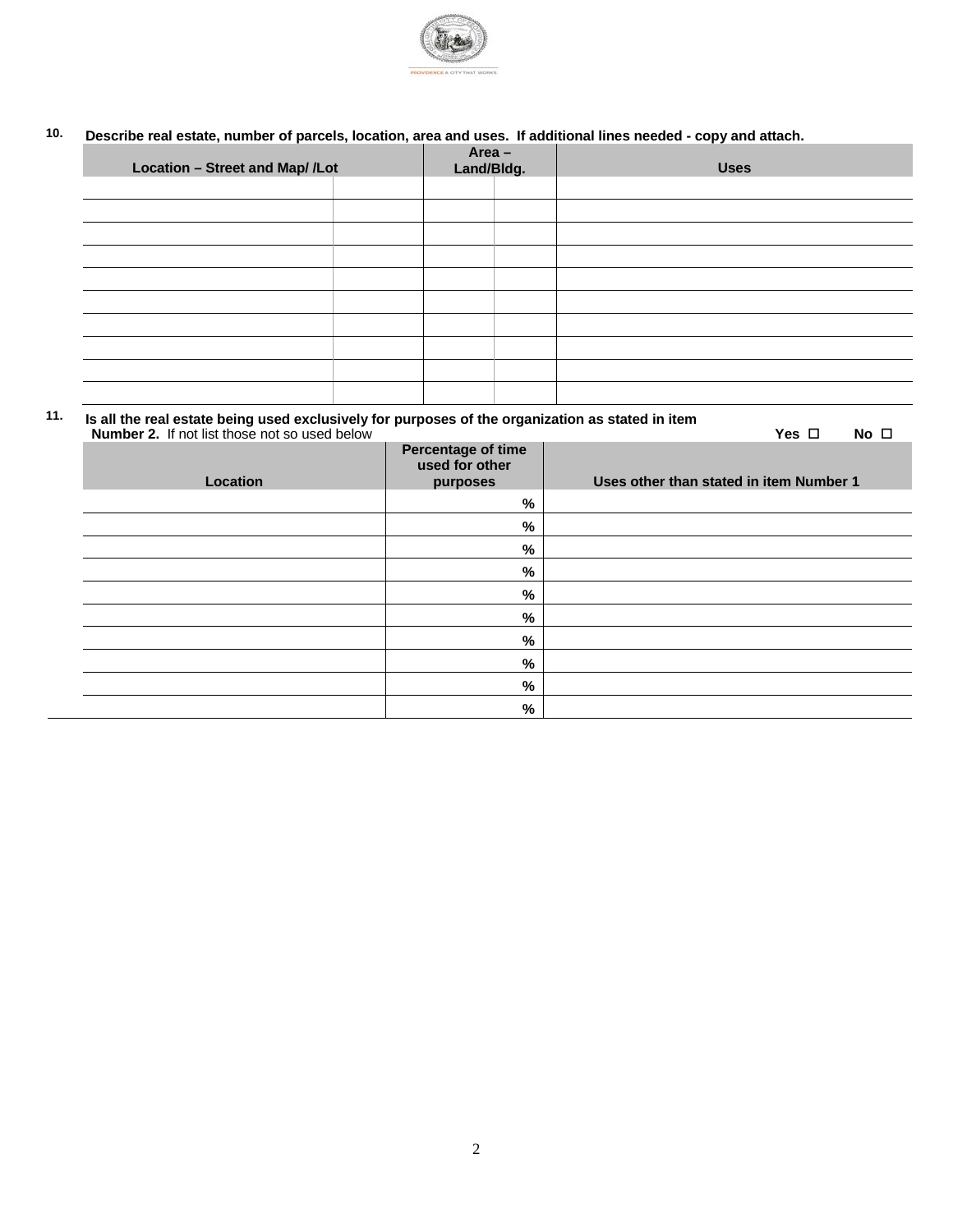**10. Describe real estate, number of parcels, location, area and uses. If additional lines needed - copy and attach.**

| Location – Street and Map/ /Lot | | Area – Land/Bldg. | | Uses |
|---|---|---|---|---|
| | | | | |
| | | | | |
| | | | | |
| | | | | |
| | | | | |
| | | | | |
| | | | | |
| | | | | |
| | | | | |
| | | | | |

**11. Is all the real estate being used exclusively for purposes of the organization as stated in item Number 2.** If not list those not so used below **Yes ☐ No ☐**

| Location | Percentage of time used for other purposes | Uses other than stated in item Number 1 |
|---|---|---|
| | % | |
| | % | |
| | % | |
| | % | |
| | % | |
| | % | |
| | % | |
| | % | |
| | % | |
| | % | |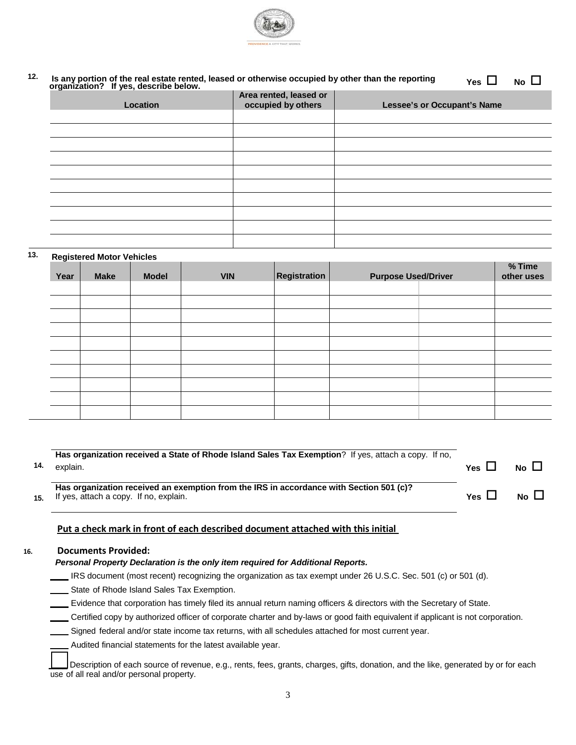**12. Is any portion of the real estate rented, leased or otherwise occupied by other than the reporting organization? If yes, describe below.** Yes ☐ No ☐

| Location | Area rented, leased or occupied by others | Lessee's or Occupant's Name |
|---|---|---|
| | | |
| | | |
| | | |
| | | |
| | | |
| | | |
| | | |
| | | |
| | | |
| | | |

**13. Registered Motor Vehicles**

| Year | Make | Model | VIN | Registration | Purpose Used/Driver | | % Time other uses |
|---|---|---|---|---|---|---|---|
| | | | | | | | |
| | | | | | | | |
| | | | | | | | |
| | | | | | | | |
| | | | | | | | |
| | | | | | | | |
| | | | | | | | |
| | | | | | | | |
| | | | | | | | |
| | | | | | | | |

**14.** **Has organization received a State of Rhode Island Sales Tax Exemption**? If yes, attach a copy. If no, explain. Yes ☐ No ☐

**15.** **Has organization received an exemption from the IRS in accordance with Section 501 (c)?** If yes, attach a copy. If no, explain. Yes ☐ No ☐

**Put a check mark in front of each described document attached with this initial**

**16. Documents Provided:**

***Personal Property Declaration is the only item required for Additional Reports.***

____ IRS document (most recent) recognizing the organization as tax exempt under 26 U.S.C. Sec. 501 (c) or 501 (d).

____ State of Rhode Island Sales Tax Exemption.

____ Evidence that corporation has timely filed its annual return naming officers & directors with the Secretary of State.

____ Certified copy by authorized officer of corporate charter and by-laws or good faith equivalent if applicant is not corporation.

____ Signed federal and/or state income tax returns, with all schedules attached for most current year.

____ Audited financial statements for the latest available year.

____ Description of each source of revenue, e.g., rents, fees, grants, charges, gifts, donation, and the like, generated by or for each use of all real and/or personal property.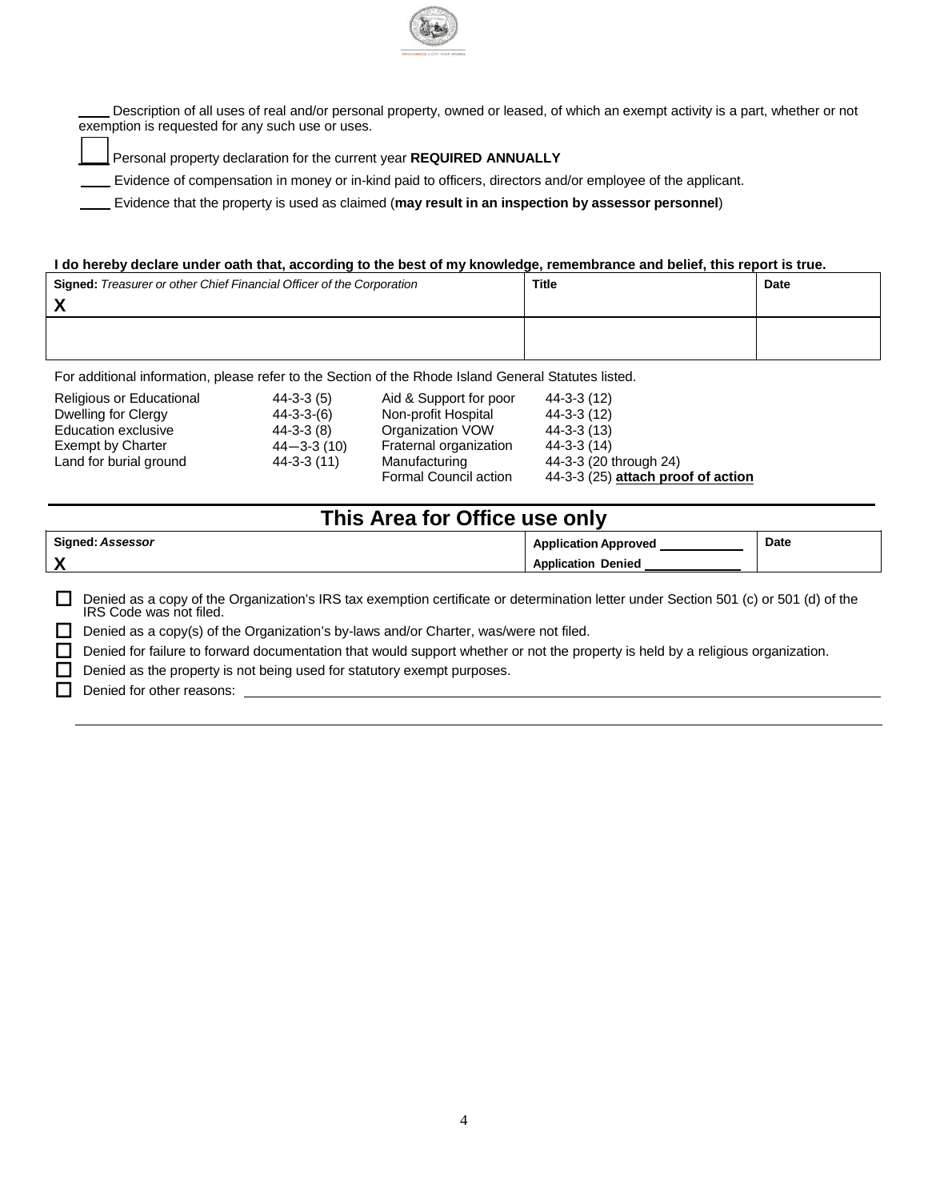____ Description of all uses of real and/or personal property, owned or leased, of which an exempt activity is a part, whether or not exemption is requested for any such use or uses.

☐ Personal property declaration for the current year **REQUIRED ANNUALLY**

____ Evidence of compensation in money or in-kind paid to officers, directors and/or employee of the applicant.

____ Evidence that the property is used as claimed (**may result in an inspection by assessor personnel**)

**I do hereby declare under oath that, according to the best of my knowledge, remembrance and belief, this report is true.**

| **Signed:** *Treasurer or other Chief Financial Officer of the Corporation* X | **Title** | **Date** |
|---|---|---|
| | | |

For additional information, please refer to the Section of the Rhode Island General Statutes listed.

| | | | |
|---|---|---|---|
| Religious or Educational | 44-3-3 (5) | Aid & Support for poor | 44-3-3 (12) |
| Dwelling for Clergy | 44-3-3-(6) | Non-profit Hospital | 44-3-3 (12) |
| Education exclusive | 44-3-3 (8) | Organization VOW | 44-3-3 (13) |
| Exempt by Charter | 44—3-3 (10) | Fraternal organization | 44-3-3 (14) |
| Land for burial ground | 44-3-3 (11) | Manufacturing | 44-3-3 (20 through 24) |
| | | Formal Council action | 44-3-3 (25) **attach proof of action** |

## This Area for Office use only

| **Signed:** ***Assessor*** X | **Application Approved** ____________ **Application Denied** ____________ | **Date** |
|---|---|---|

☐ Denied as a copy of the Organization's IRS tax exemption certificate or determination letter under Section 501 (c) or 501 (d) of the IRS Code was not filed.

☐ Denied as a copy(s) of the Organization's by-laws and/or Charter, was/were not filed.

☐ Denied for failure to forward documentation that would support whether or not the property is held by a religious organization.

☐ Denied as the property is not being used for statutory exempt purposes.

☐ Denied for other reasons: ________________________________________________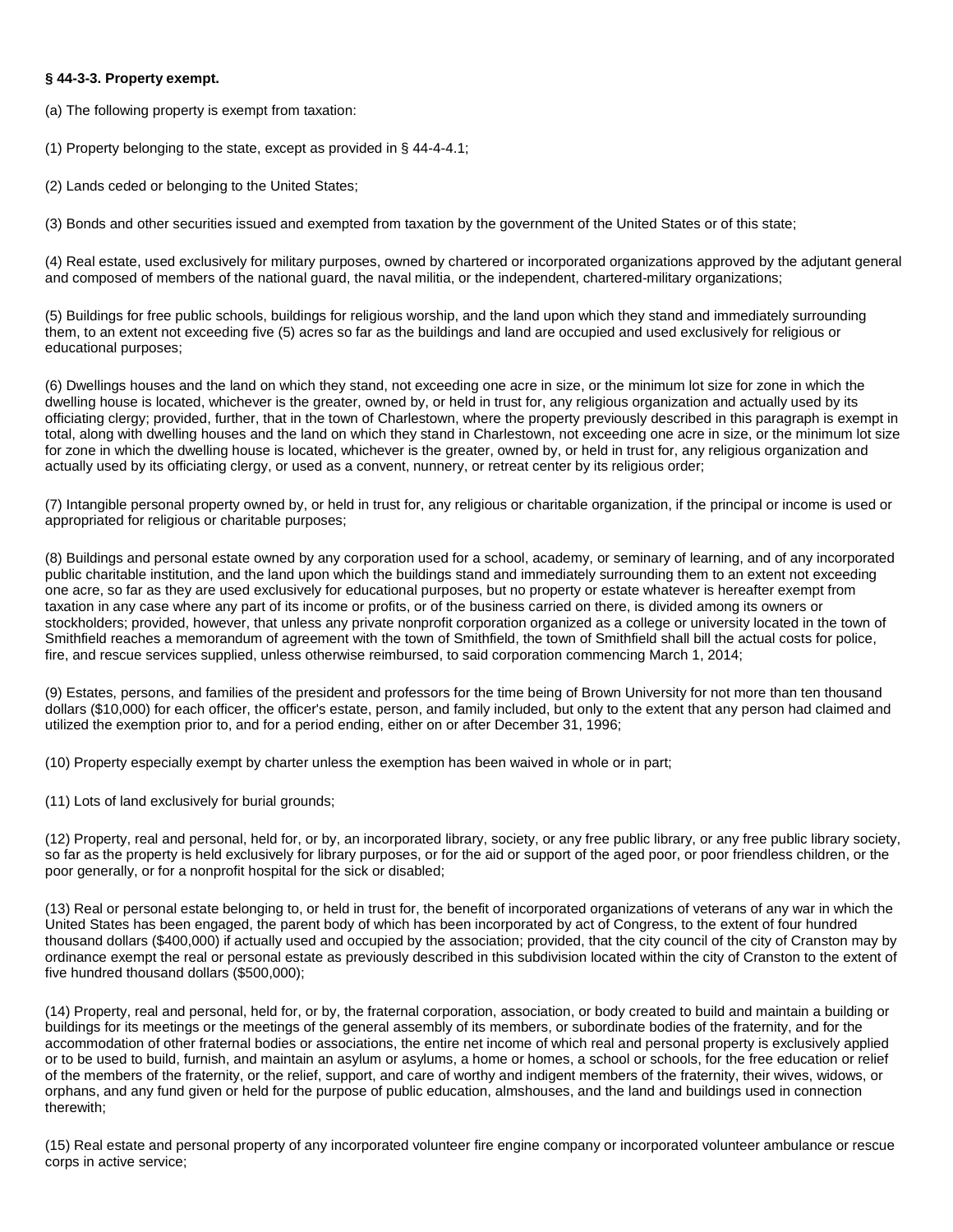**§ 44-3-3. Property exempt.**

(a) The following property is exempt from taxation:

(1) Property belonging to the state, except as provided in § 44-4-4.1;

(2) Lands ceded or belonging to the United States;

(3) Bonds and other securities issued and exempted from taxation by the government of the United States or of this state;

(4) Real estate, used exclusively for military purposes, owned by chartered or incorporated organizations approved by the adjutant general and composed of members of the national guard, the naval militia, or the independent, chartered-military organizations;

(5) Buildings for free public schools, buildings for religious worship, and the land upon which they stand and immediately surrounding them, to an extent not exceeding five (5) acres so far as the buildings and land are occupied and used exclusively for religious or educational purposes;

(6) Dwellings houses and the land on which they stand, not exceeding one acre in size, or the minimum lot size for zone in which the dwelling house is located, whichever is the greater, owned by, or held in trust for, any religious organization and actually used by its officiating clergy; provided, further, that in the town of Charlestown, where the property previously described in this paragraph is exempt in total, along with dwelling houses and the land on which they stand in Charlestown, not exceeding one acre in size, or the minimum lot size for zone in which the dwelling house is located, whichever is the greater, owned by, or held in trust for, any religious organization and actually used by its officiating clergy, or used as a convent, nunnery, or retreat center by its religious order;

(7) Intangible personal property owned by, or held in trust for, any religious or charitable organization, if the principal or income is used or appropriated for religious or charitable purposes;

(8) Buildings and personal estate owned by any corporation used for a school, academy, or seminary of learning, and of any incorporated public charitable institution, and the land upon which the buildings stand and immediately surrounding them to an extent not exceeding one acre, so far as they are used exclusively for educational purposes, but no property or estate whatever is hereafter exempt from taxation in any case where any part of its income or profits, or of the business carried on there, is divided among its owners or stockholders; provided, however, that unless any private nonprofit corporation organized as a college or university located in the town of Smithfield reaches a memorandum of agreement with the town of Smithfield, the town of Smithfield shall bill the actual costs for police, fire, and rescue services supplied, unless otherwise reimbursed, to said corporation commencing March 1, 2014;

(9) Estates, persons, and families of the president and professors for the time being of Brown University for not more than ten thousand dollars ($10,000) for each officer, the officer's estate, person, and family included, but only to the extent that any person had claimed and utilized the exemption prior to, and for a period ending, either on or after December 31, 1996;

(10) Property especially exempt by charter unless the exemption has been waived in whole or in part;

(11) Lots of land exclusively for burial grounds;

(12) Property, real and personal, held for, or by, an incorporated library, society, or any free public library, or any free public library society, so far as the property is held exclusively for library purposes, or for the aid or support of the aged poor, or poor friendless children, or the poor generally, or for a nonprofit hospital for the sick or disabled;

(13) Real or personal estate belonging to, or held in trust for, the benefit of incorporated organizations of veterans of any war in which the United States has been engaged, the parent body of which has been incorporated by act of Congress, to the extent of four hundred thousand dollars ($400,000) if actually used and occupied by the association; provided, that the city council of the city of Cranston may by ordinance exempt the real or personal estate as previously described in this subdivision located within the city of Cranston to the extent of five hundred thousand dollars ($500,000);

(14) Property, real and personal, held for, or by, the fraternal corporation, association, or body created to build and maintain a building or buildings for its meetings or the meetings of the general assembly of its members, or subordinate bodies of the fraternity, and for the accommodation of other fraternal bodies or associations, the entire net income of which real and personal property is exclusively applied or to be used to build, furnish, and maintain an asylum or asylums, a home or homes, a school or schools, for the free education or relief of the members of the fraternity, or the relief, support, and care of worthy and indigent members of the fraternity, their wives, widows, or orphans, and any fund given or held for the purpose of public education, almshouses, and the land and buildings used in connection therewith;

(15) Real estate and personal property of any incorporated volunteer fire engine company or incorporated volunteer ambulance or rescue corps in active service;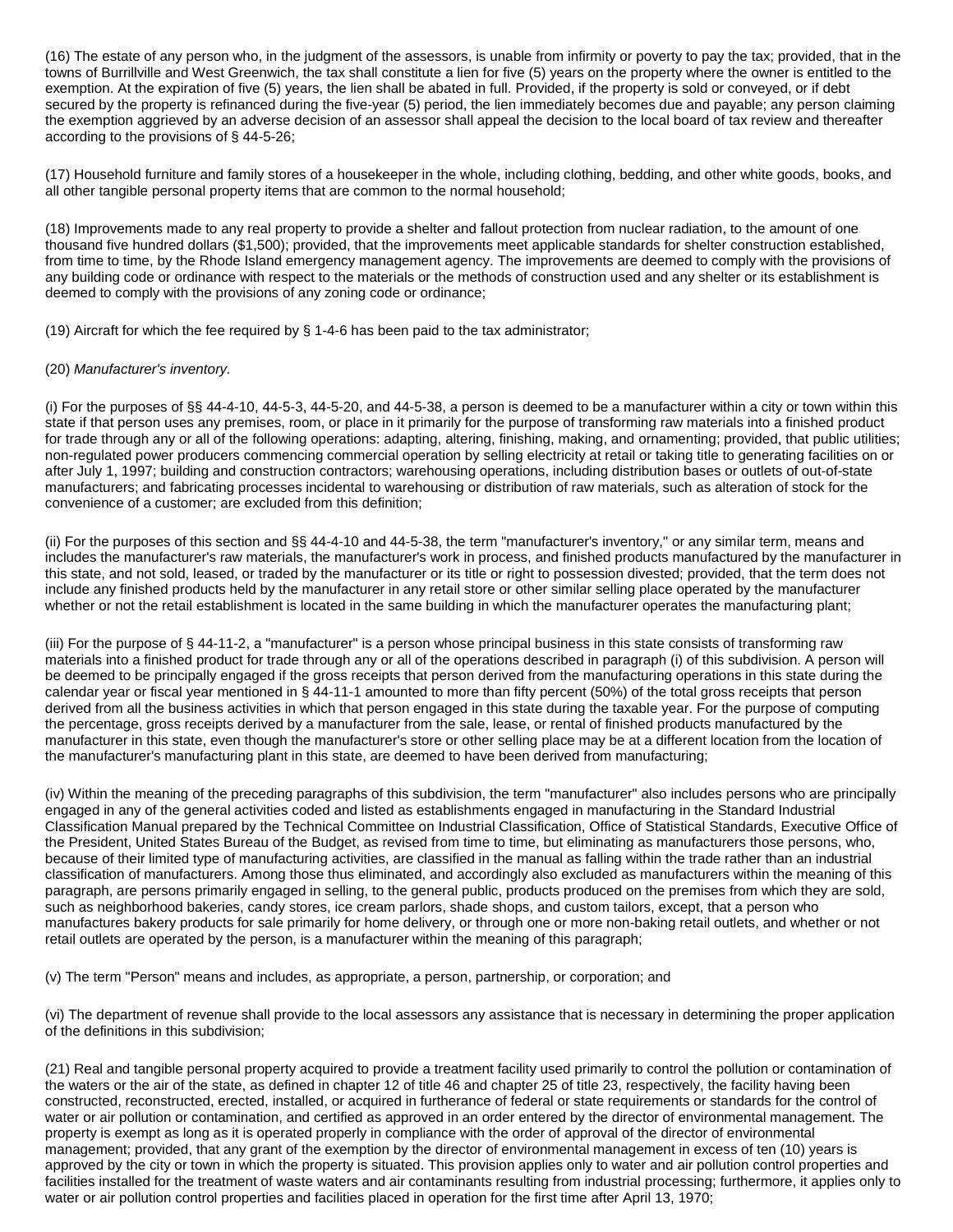(16) The estate of any person who, in the judgment of the assessors, is unable from infirmity or poverty to pay the tax; provided, that in the towns of Burrillville and West Greenwich, the tax shall constitute a lien for five (5) years on the property where the owner is entitled to the exemption. At the expiration of five (5) years, the lien shall be abated in full. Provided, if the property is sold or conveyed, or if debt secured by the property is refinanced during the five-year (5) period, the lien immediately becomes due and payable; any person claiming the exemption aggrieved by an adverse decision of an assessor shall appeal the decision to the local board of tax review and thereafter according to the provisions of § 44-5-26;

(17) Household furniture and family stores of a housekeeper in the whole, including clothing, bedding, and other white goods, books, and all other tangible personal property items that are common to the normal household;

(18) Improvements made to any real property to provide a shelter and fallout protection from nuclear radiation, to the amount of one thousand five hundred dollars ($1,500); provided, that the improvements meet applicable standards for shelter construction established, from time to time, by the Rhode Island emergency management agency. The improvements are deemed to comply with the provisions of any building code or ordinance with respect to the materials or the methods of construction used and any shelter or its establishment is deemed to comply with the provisions of any zoning code or ordinance;

(19) Aircraft for which the fee required by § 1-4-6 has been paid to the tax administrator;

(20) *Manufacturer's inventory.*

(i) For the purposes of §§ 44-4-10, 44-5-3, 44-5-20, and 44-5-38, a person is deemed to be a manufacturer within a city or town within this state if that person uses any premises, room, or place in it primarily for the purpose of transforming raw materials into a finished product for trade through any or all of the following operations: adapting, altering, finishing, making, and ornamenting; provided, that public utilities; non-regulated power producers commencing commercial operation by selling electricity at retail or taking title to generating facilities on or after July 1, 1997; building and construction contractors; warehousing operations, including distribution bases or outlets of out-of-state manufacturers; and fabricating processes incidental to warehousing or distribution of raw materials, such as alteration of stock for the convenience of a customer; are excluded from this definition;

(ii) For the purposes of this section and §§ 44-4-10 and 44-5-38, the term "manufacturer's inventory," or any similar term, means and includes the manufacturer's raw materials, the manufacturer's work in process, and finished products manufactured by the manufacturer in this state, and not sold, leased, or traded by the manufacturer or its title or right to possession divested; provided, that the term does not include any finished products held by the manufacturer in any retail store or other similar selling place operated by the manufacturer whether or not the retail establishment is located in the same building in which the manufacturer operates the manufacturing plant;

(iii) For the purpose of § 44-11-2, a "manufacturer" is a person whose principal business in this state consists of transforming raw materials into a finished product for trade through any or all of the operations described in paragraph (i) of this subdivision. A person will be deemed to be principally engaged if the gross receipts that person derived from the manufacturing operations in this state during the calendar year or fiscal year mentioned in § 44-11-1 amounted to more than fifty percent (50%) of the total gross receipts that person derived from all the business activities in which that person engaged in this state during the taxable year. For the purpose of computing the percentage, gross receipts derived by a manufacturer from the sale, lease, or rental of finished products manufactured by the manufacturer in this state, even though the manufacturer's store or other selling place may be at a different location from the location of the manufacturer's manufacturing plant in this state, are deemed to have been derived from manufacturing;

(iv) Within the meaning of the preceding paragraphs of this subdivision, the term "manufacturer" also includes persons who are principally engaged in any of the general activities coded and listed as establishments engaged in manufacturing in the Standard Industrial Classification Manual prepared by the Technical Committee on Industrial Classification, Office of Statistical Standards, Executive Office of the President, United States Bureau of the Budget, as revised from time to time, but eliminating as manufacturers those persons, who, because of their limited type of manufacturing activities, are classified in the manual as falling within the trade rather than an industrial classification of manufacturers. Among those thus eliminated, and accordingly also excluded as manufacturers within the meaning of this paragraph, are persons primarily engaged in selling, to the general public, products produced on the premises from which they are sold, such as neighborhood bakeries, candy stores, ice cream parlors, shade shops, and custom tailors, except, that a person who manufactures bakery products for sale primarily for home delivery, or through one or more non-baking retail outlets, and whether or not retail outlets are operated by the person, is a manufacturer within the meaning of this paragraph;

(v) The term "Person" means and includes, as appropriate, a person, partnership, or corporation; and

(vi) The department of revenue shall provide to the local assessors any assistance that is necessary in determining the proper application of the definitions in this subdivision;

(21) Real and tangible personal property acquired to provide a treatment facility used primarily to control the pollution or contamination of the waters or the air of the state, as defined in chapter 12 of title 46 and chapter 25 of title 23, respectively, the facility having been constructed, reconstructed, erected, installed, or acquired in furtherance of federal or state requirements or standards for the control of water or air pollution or contamination, and certified as approved in an order entered by the director of environmental management. The property is exempt as long as it is operated properly in compliance with the order of approval of the director of environmental management; provided, that any grant of the exemption by the director of environmental management in excess of ten (10) years is approved by the city or town in which the property is situated. This provision applies only to water and air pollution control properties and facilities installed for the treatment of waste waters and air contaminants resulting from industrial processing; furthermore, it applies only to water or air pollution control properties and facilities placed in operation for the first time after April 13, 1970;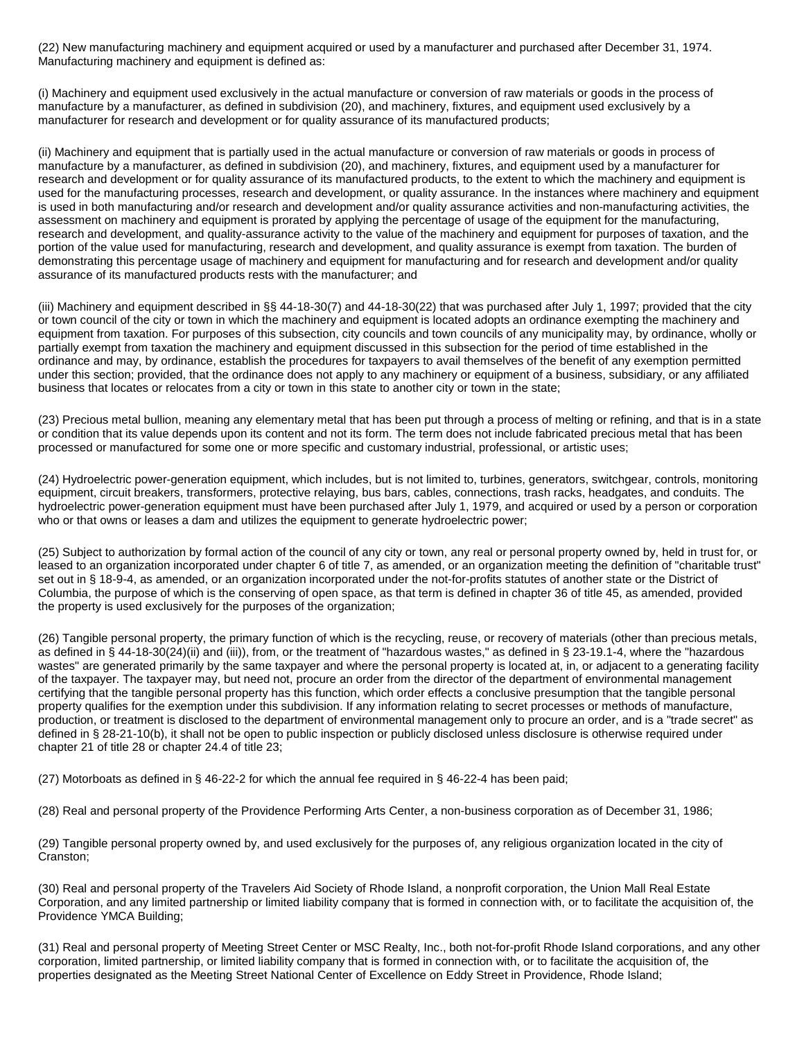(22) New manufacturing machinery and equipment acquired or used by a manufacturer and purchased after December 31, 1974. Manufacturing machinery and equipment is defined as:

(i) Machinery and equipment used exclusively in the actual manufacture or conversion of raw materials or goods in the process of manufacture by a manufacturer, as defined in subdivision (20), and machinery, fixtures, and equipment used exclusively by a manufacturer for research and development or for quality assurance of its manufactured products;

(ii) Machinery and equipment that is partially used in the actual manufacture or conversion of raw materials or goods in process of manufacture by a manufacturer, as defined in subdivision (20), and machinery, fixtures, and equipment used by a manufacturer for research and development or for quality assurance of its manufactured products, to the extent to which the machinery and equipment is used for the manufacturing processes, research and development, or quality assurance. In the instances where machinery and equipment is used in both manufacturing and/or research and development and/or quality assurance activities and non-manufacturing activities, the assessment on machinery and equipment is prorated by applying the percentage of usage of the equipment for the manufacturing, research and development, and quality-assurance activity to the value of the machinery and equipment for purposes of taxation, and the portion of the value used for manufacturing, research and development, and quality assurance is exempt from taxation. The burden of demonstrating this percentage usage of machinery and equipment for manufacturing and for research and development and/or quality assurance of its manufactured products rests with the manufacturer; and

(iii) Machinery and equipment described in §§ 44-18-30(7) and 44-18-30(22) that was purchased after July 1, 1997; provided that the city or town council of the city or town in which the machinery and equipment is located adopts an ordinance exempting the machinery and equipment from taxation. For purposes of this subsection, city councils and town councils of any municipality may, by ordinance, wholly or partially exempt from taxation the machinery and equipment discussed in this subsection for the period of time established in the ordinance and may, by ordinance, establish the procedures for taxpayers to avail themselves of the benefit of any exemption permitted under this section; provided, that the ordinance does not apply to any machinery or equipment of a business, subsidiary, or any affiliated business that locates or relocates from a city or town in this state to another city or town in the state;

(23) Precious metal bullion, meaning any elementary metal that has been put through a process of melting or refining, and that is in a state or condition that its value depends upon its content and not its form. The term does not include fabricated precious metal that has been processed or manufactured for some one or more specific and customary industrial, professional, or artistic uses;

(24) Hydroelectric power-generation equipment, which includes, but is not limited to, turbines, generators, switchgear, controls, monitoring equipment, circuit breakers, transformers, protective relaying, bus bars, cables, connections, trash racks, headgates, and conduits. The hydroelectric power-generation equipment must have been purchased after July 1, 1979, and acquired or used by a person or corporation who or that owns or leases a dam and utilizes the equipment to generate hydroelectric power;

(25) Subject to authorization by formal action of the council of any city or town, any real or personal property owned by, held in trust for, or leased to an organization incorporated under chapter 6 of title 7, as amended, or an organization meeting the definition of "charitable trust" set out in § 18-9-4, as amended, or an organization incorporated under the not-for-profits statutes of another state or the District of Columbia, the purpose of which is the conserving of open space, as that term is defined in chapter 36 of title 45, as amended, provided the property is used exclusively for the purposes of the organization;

(26) Tangible personal property, the primary function of which is the recycling, reuse, or recovery of materials (other than precious metals, as defined in § 44-18-30(24)(ii) and (iii)), from, or the treatment of "hazardous wastes," as defined in § 23-19.1-4, where the "hazardous wastes" are generated primarily by the same taxpayer and where the personal property is located at, in, or adjacent to a generating facility of the taxpayer. The taxpayer may, but need not, procure an order from the director of the department of environmental management certifying that the tangible personal property has this function, which order effects a conclusive presumption that the tangible personal property qualifies for the exemption under this subdivision. If any information relating to secret processes or methods of manufacture, production, or treatment is disclosed to the department of environmental management only to procure an order, and is a "trade secret" as defined in § 28-21-10(b), it shall not be open to public inspection or publicly disclosed unless disclosure is otherwise required under chapter 21 of title 28 or chapter 24.4 of title 23;

(27) Motorboats as defined in § 46-22-2 for which the annual fee required in § 46-22-4 has been paid;

(28) Real and personal property of the Providence Performing Arts Center, a non-business corporation as of December 31, 1986;

(29) Tangible personal property owned by, and used exclusively for the purposes of, any religious organization located in the city of Cranston;

(30) Real and personal property of the Travelers Aid Society of Rhode Island, a nonprofit corporation, the Union Mall Real Estate Corporation, and any limited partnership or limited liability company that is formed in connection with, or to facilitate the acquisition of, the Providence YMCA Building;

(31) Real and personal property of Meeting Street Center or MSC Realty, Inc., both not-for-profit Rhode Island corporations, and any other corporation, limited partnership, or limited liability company that is formed in connection with, or to facilitate the acquisition of, the properties designated as the Meeting Street National Center of Excellence on Eddy Street in Providence, Rhode Island;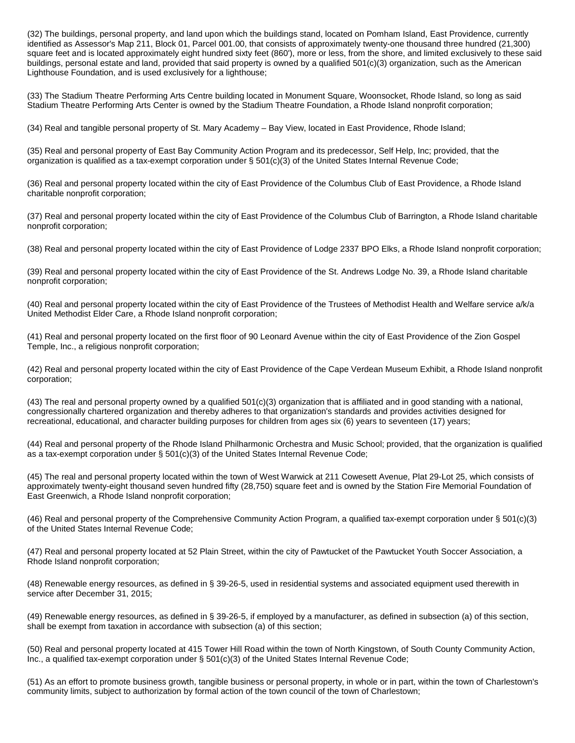(32) The buildings, personal property, and land upon which the buildings stand, located on Pomham Island, East Providence, currently identified as Assessor's Map 211, Block 01, Parcel 001.00, that consists of approximately twenty-one thousand three hundred (21,300) square feet and is located approximately eight hundred sixty feet (860'), more or less, from the shore, and limited exclusively to these said buildings, personal estate and land, provided that said property is owned by a qualified 501(c)(3) organization, such as the American Lighthouse Foundation, and is used exclusively for a lighthouse;

(33) The Stadium Theatre Performing Arts Centre building located in Monument Square, Woonsocket, Rhode Island, so long as said Stadium Theatre Performing Arts Center is owned by the Stadium Theatre Foundation, a Rhode Island nonprofit corporation;

(34) Real and tangible personal property of St. Mary Academy – Bay View, located in East Providence, Rhode Island;

(35) Real and personal property of East Bay Community Action Program and its predecessor, Self Help, Inc; provided, that the organization is qualified as a tax-exempt corporation under § 501(c)(3) of the United States Internal Revenue Code;

(36) Real and personal property located within the city of East Providence of the Columbus Club of East Providence, a Rhode Island charitable nonprofit corporation;

(37) Real and personal property located within the city of East Providence of the Columbus Club of Barrington, a Rhode Island charitable nonprofit corporation;

(38) Real and personal property located within the city of East Providence of Lodge 2337 BPO Elks, a Rhode Island nonprofit corporation;

(39) Real and personal property located within the city of East Providence of the St. Andrews Lodge No. 39, a Rhode Island charitable nonprofit corporation;

(40) Real and personal property located within the city of East Providence of the Trustees of Methodist Health and Welfare service a/k/a United Methodist Elder Care, a Rhode Island nonprofit corporation;

(41) Real and personal property located on the first floor of 90 Leonard Avenue within the city of East Providence of the Zion Gospel Temple, Inc., a religious nonprofit corporation;

(42) Real and personal property located within the city of East Providence of the Cape Verdean Museum Exhibit, a Rhode Island nonprofit corporation;

(43) The real and personal property owned by a qualified 501(c)(3) organization that is affiliated and in good standing with a national, congressionally chartered organization and thereby adheres to that organization's standards and provides activities designed for recreational, educational, and character building purposes for children from ages six (6) years to seventeen (17) years;

(44) Real and personal property of the Rhode Island Philharmonic Orchestra and Music School; provided, that the organization is qualified as a tax-exempt corporation under § 501(c)(3) of the United States Internal Revenue Code;

(45) The real and personal property located within the town of West Warwick at 211 Cowesett Avenue, Plat 29-Lot 25, which consists of approximately twenty-eight thousand seven hundred fifty (28,750) square feet and is owned by the Station Fire Memorial Foundation of East Greenwich, a Rhode Island nonprofit corporation;

(46) Real and personal property of the Comprehensive Community Action Program, a qualified tax-exempt corporation under § 501(c)(3) of the United States Internal Revenue Code;

(47) Real and personal property located at 52 Plain Street, within the city of Pawtucket of the Pawtucket Youth Soccer Association, a Rhode Island nonprofit corporation;

(48) Renewable energy resources, as defined in § 39-26-5, used in residential systems and associated equipment used therewith in service after December 31, 2015;

(49) Renewable energy resources, as defined in § 39-26-5, if employed by a manufacturer, as defined in subsection (a) of this section, shall be exempt from taxation in accordance with subsection (a) of this section;

(50) Real and personal property located at 415 Tower Hill Road within the town of North Kingstown, of South County Community Action, Inc., a qualified tax-exempt corporation under § 501(c)(3) of the United States Internal Revenue Code;

(51) As an effort to promote business growth, tangible business or personal property, in whole or in part, within the town of Charlestown's community limits, subject to authorization by formal action of the town council of the town of Charlestown;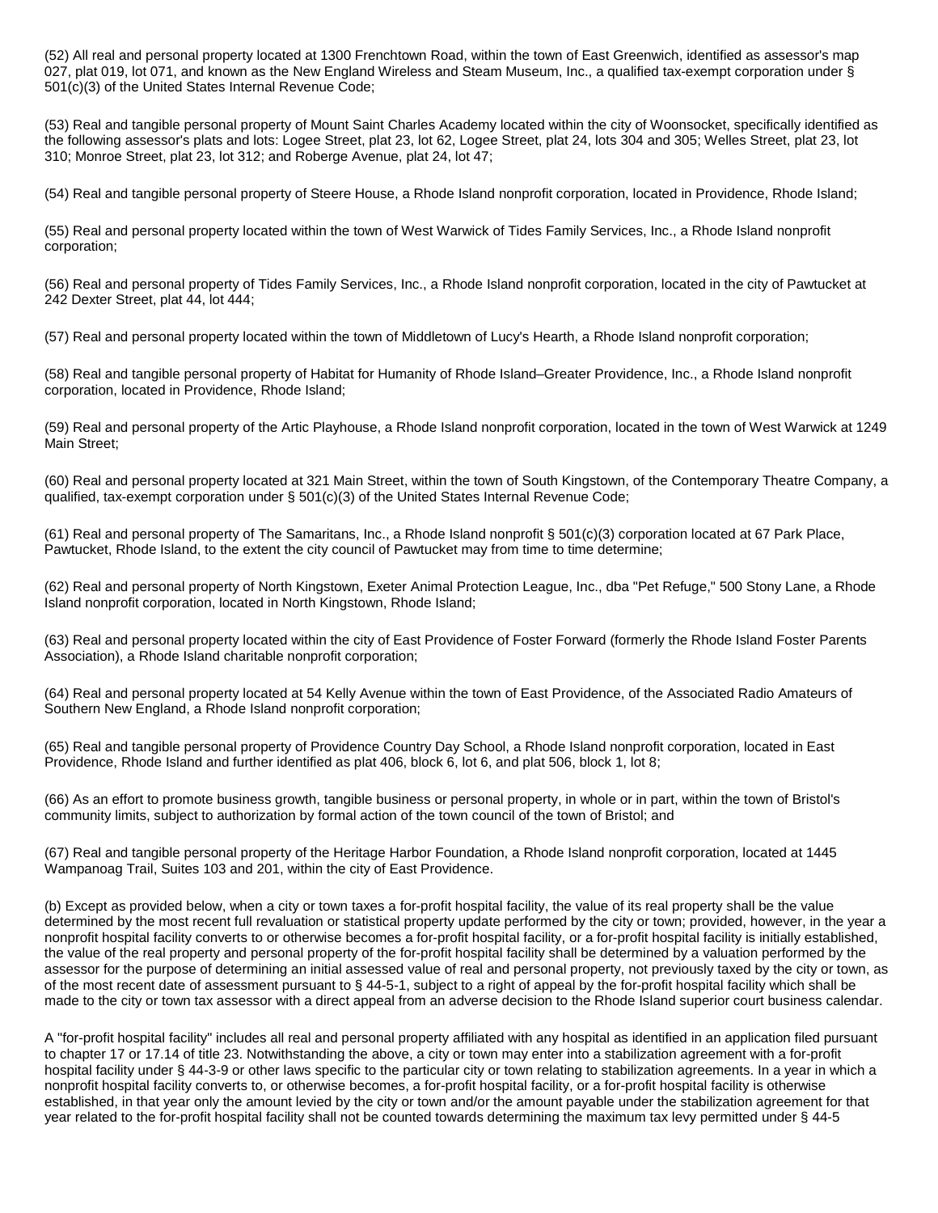(52) All real and personal property located at 1300 Frenchtown Road, within the town of East Greenwich, identified as assessor's map 027, plat 019, lot 071, and known as the New England Wireless and Steam Museum, Inc., a qualified tax-exempt corporation under § 501(c)(3) of the United States Internal Revenue Code;

(53) Real and tangible personal property of Mount Saint Charles Academy located within the city of Woonsocket, specifically identified as the following assessor's plats and lots: Logee Street, plat 23, lot 62, Logee Street, plat 24, lots 304 and 305; Welles Street, plat 23, lot 310; Monroe Street, plat 23, lot 312; and Roberge Avenue, plat 24, lot 47;

(54) Real and tangible personal property of Steere House, a Rhode Island nonprofit corporation, located in Providence, Rhode Island;

(55) Real and personal property located within the town of West Warwick of Tides Family Services, Inc., a Rhode Island nonprofit corporation;

(56) Real and personal property of Tides Family Services, Inc., a Rhode Island nonprofit corporation, located in the city of Pawtucket at 242 Dexter Street, plat 44, lot 444;

(57) Real and personal property located within the town of Middletown of Lucy's Hearth, a Rhode Island nonprofit corporation;

(58) Real and tangible personal property of Habitat for Humanity of Rhode Island–Greater Providence, Inc., a Rhode Island nonprofit corporation, located in Providence, Rhode Island;

(59) Real and personal property of the Artic Playhouse, a Rhode Island nonprofit corporation, located in the town of West Warwick at 1249 Main Street;

(60) Real and personal property located at 321 Main Street, within the town of South Kingstown, of the Contemporary Theatre Company, a qualified, tax-exempt corporation under § 501(c)(3) of the United States Internal Revenue Code;

(61) Real and personal property of The Samaritans, Inc., a Rhode Island nonprofit § 501(c)(3) corporation located at 67 Park Place, Pawtucket, Rhode Island, to the extent the city council of Pawtucket may from time to time determine;

(62) Real and personal property of North Kingstown, Exeter Animal Protection League, Inc., dba "Pet Refuge," 500 Stony Lane, a Rhode Island nonprofit corporation, located in North Kingstown, Rhode Island;

(63) Real and personal property located within the city of East Providence of Foster Forward (formerly the Rhode Island Foster Parents Association), a Rhode Island charitable nonprofit corporation;

(64) Real and personal property located at 54 Kelly Avenue within the town of East Providence, of the Associated Radio Amateurs of Southern New England, a Rhode Island nonprofit corporation;

(65) Real and tangible personal property of Providence Country Day School, a Rhode Island nonprofit corporation, located in East Providence, Rhode Island and further identified as plat 406, block 6, lot 6, and plat 506, block 1, lot 8;

(66) As an effort to promote business growth, tangible business or personal property, in whole or in part, within the town of Bristol's community limits, subject to authorization by formal action of the town council of the town of Bristol; and

(67) Real and tangible personal property of the Heritage Harbor Foundation, a Rhode Island nonprofit corporation, located at 1445 Wampanoag Trail, Suites 103 and 201, within the city of East Providence.

(b) Except as provided below, when a city or town taxes a for-profit hospital facility, the value of its real property shall be the value determined by the most recent full revaluation or statistical property update performed by the city or town; provided, however, in the year a nonprofit hospital facility converts to or otherwise becomes a for-profit hospital facility, or a for-profit hospital facility is initially established, the value of the real property and personal property of the for-profit hospital facility shall be determined by a valuation performed by the assessor for the purpose of determining an initial assessed value of real and personal property, not previously taxed by the city or town, as of the most recent date of assessment pursuant to § 44-5-1, subject to a right of appeal by the for-profit hospital facility which shall be made to the city or town tax assessor with a direct appeal from an adverse decision to the Rhode Island superior court business calendar.

A "for-profit hospital facility" includes all real and personal property affiliated with any hospital as identified in an application filed pursuant to chapter 17 or 17.14 of title 23. Notwithstanding the above, a city or town may enter into a stabilization agreement with a for-profit hospital facility under § 44-3-9 or other laws specific to the particular city or town relating to stabilization agreements. In a year in which a nonprofit hospital facility converts to, or otherwise becomes, a for-profit hospital facility, or a for-profit hospital facility is otherwise established, in that year only the amount levied by the city or town and/or the amount payable under the stabilization agreement for that year related to the for-profit hospital facility shall not be counted towards determining the maximum tax levy permitted under § 44-5